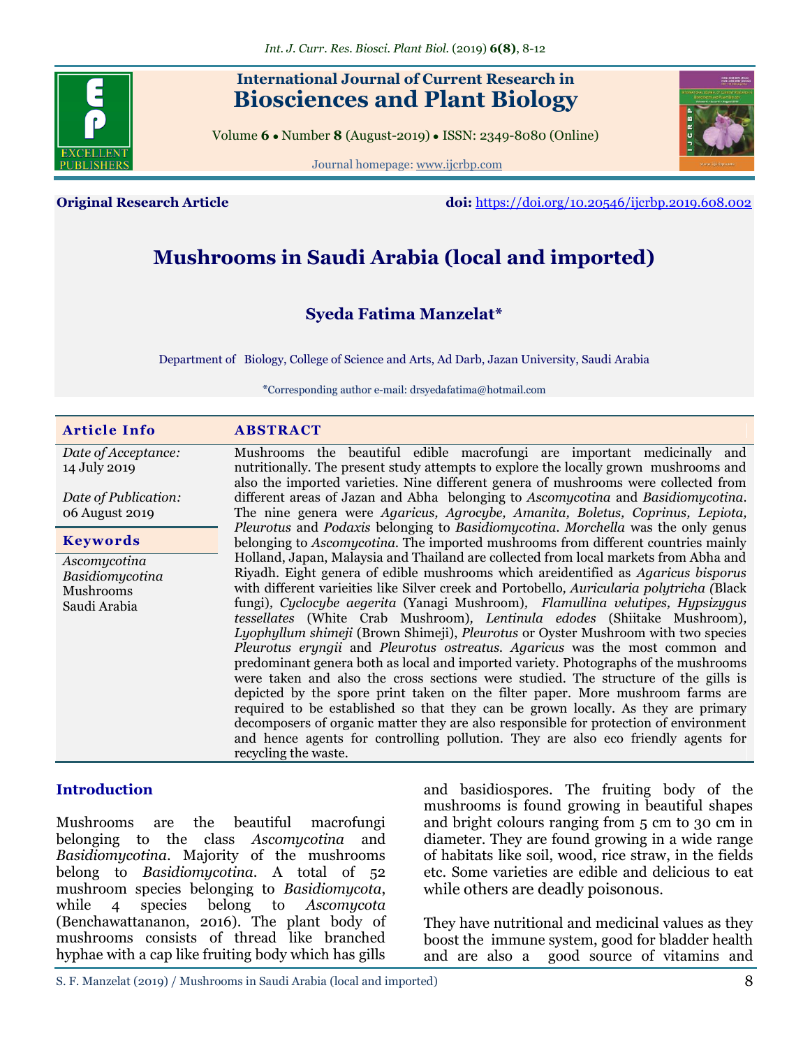International Journal of Current Research in
# Biosciences and Plant Biology

Volume 6 • Number 8 (August-2019) • ISSN: 2349-8080 (Online)

Journal homepage: www.ijcrbp.com

**Original Research Article** **doi:** https://doi.org/10.20546/ijcrbp.2019.608.002

# Mushrooms in Saudi Arabia (local and imported)

**Syeda Fatima Manzelat***

Department of Biology, College of Science and Arts, Ad Darb, Jazan University, Saudi Arabia

*Corresponding author e-mail: drsyedafatima@hotmail.com

**Article Info**

*Date of Acceptance:* 14 July 2019

*Date of Publication:* 06 August 2019

**Keywords**

*Ascomycotina*
*Basidiomycotina*
Mushrooms
Saudi Arabia

**ABSTRACT**

Mushrooms the beautiful edible macrofungi are important medicinally and nutritionally. The present study attempts to explore the locally grown mushrooms and also the imported varieties. Nine different genera of mushrooms were collected from different areas of Jazan and Abha belonging to *Ascomycotina* and *Basidiomycotina*. The nine genera were *Agaricus, Agrocybe, Amanita, Boletus, Coprinus, Lepiota, Pleurotus* and *Podaxis* belonging to *Basidiomycotina*. *Morchella* was the only genus belonging to *Ascomycotina*. The imported mushrooms from different countries mainly Holland, Japan, Malaysia and Thailand are collected from local markets from Abha and Riyadh. Eight genera of edible mushrooms which areidentified as *Agaricus bisporus* with different varieities like Silver creek and Portobello, *Auricularia polytricha* (Black fungi), *Cyclocybe aegerita* (Yanagi Mushroom), *Flamullina velutipes, Hypsizygus tessellates* (White Crab Mushroom), *Lentinula edodes* (Shiitake Mushroom), *Lyophyllum shimeji* (Brown Shimeji), *Pleurotus* or Oyster Mushroom with two species *Pleurotus eryngii* and *Pleurotus ostreatus*. *Agaricus* was the most common and predominant genera both as local and imported variety. Photographs of the mushrooms were taken and also the cross sections were studied. The structure of the gills is depicted by the spore print taken on the filter paper. More mushroom farms are required to be established so that they can be grown locally. As they are primary decomposers of organic matter they are also responsible for protection of environment and hence agents for controlling pollution. They are also eco friendly agents for recycling the waste.

## Introduction

Mushrooms are the beautiful macrofungi belonging to the class *Ascomycotina* and *Basidiomycotina*. Majority of the mushrooms belong to *Basidiomycotina*. A total of 52 mushroom species belonging to *Basidiomycota*, while 4 species belong to *Ascomycota* (Benchawattananon, 2016). The plant body of mushrooms consists of thread like branched hyphae with a cap like fruiting body which has gills and basidiospores. The fruiting body of the mushrooms is found growing in beautiful shapes and bright colours ranging from 5 cm to 30 cm in diameter. They are found growing in a wide range of habitats like soil, wood, rice straw, in the fields etc. Some varieties are edible and delicious to eat while others are deadly poisonous.

They have nutritional and medicinal values as they boost the immune system, good for bladder health and are also a good source of vitamins and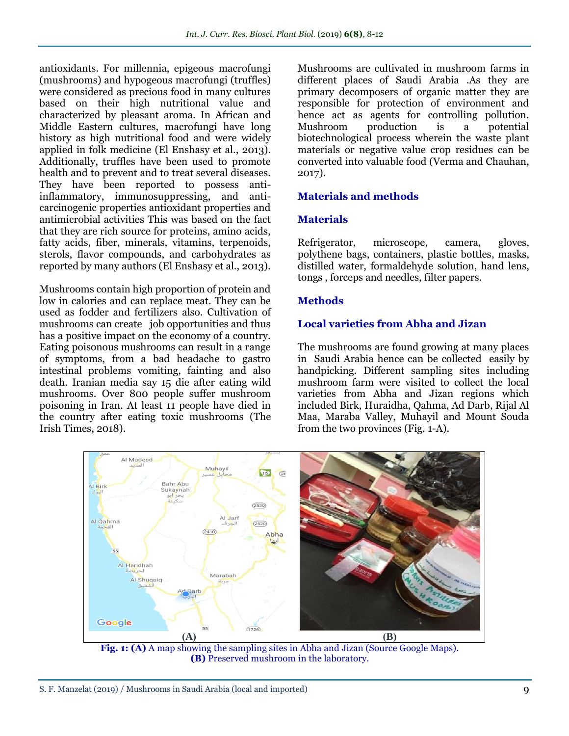antioxidants. For millennia, epigeous macrofungi (mushrooms) and hypogeous macrofungi (truffles) were considered as precious food in many cultures based on their high nutritional value and characterized by pleasant aroma. In African and Middle Eastern cultures, macrofungi have long history as high nutritional food and were widely applied in folk medicine (El Enshasy et al., 2013). Additionally, truffles have been used to promote health and to prevent and to treat several diseases. They have been reported to possess anti-inflammatory, immunosuppressing, and anti-carcinogenic properties antioxidant properties and antimicrobial activities This was based on the fact that they are rich source for proteins, amino acids, fatty acids, fiber, minerals, vitamins, terpenoids, sterols, flavor compounds, and carbohydrates as reported by many authors (El Enshasy et al., 2013).

Mushrooms contain high proportion of protein and low in calories and can replace meat. They can be used as fodder and fertilizers also. Cultivation of mushrooms can create job opportunities and thus has a positive impact on the economy of a country. Eating poisonous mushrooms can result in a range of symptoms, from a bad headache to gastro intestinal problems vomiting, fainting and also death. Iranian media say 15 die after eating wild mushrooms. Over 800 people suffer mushroom poisoning in Iran. At least 11 people have died in the country after eating toxic mushrooms (The Irish Times, 2018).

Mushrooms are cultivated in mushroom farms in different places of Saudi Arabia .As they are primary decomposers of organic matter they are responsible for protection of environment and hence act as agents for controlling pollution. Mushroom production is a potential biotechnological process wherein the waste plant materials or negative value crop residues can be converted into valuable food (Verma and Chauhan, 2017).

## Materials and methods

### Materials

Refrigerator, microscope, camera, gloves, polythene bags, containers, plastic bottles, masks, distilled water, formaldehyde solution, hand lens, tongs , forceps and needles, filter papers.

### Methods

#### Local varieties from Abha and Jizan

The mushrooms are found growing at many places in Saudi Arabia hence can be collected easily by handpicking. Different sampling sites including mushroom farm were visited to collect the local varieties from Abha and Jizan regions which included Birk, Huraidha, Qahma, Ad Darb, Rijal Al Maa, Maraba Valley, Muhayil and Mount Souda from the two provinces (Fig. 1-A).

**Fig. 1: (A)** A map showing the sampling sites in Abha and Jizan (Source Google Maps). **(B)** Preserved mushroom in the laboratory.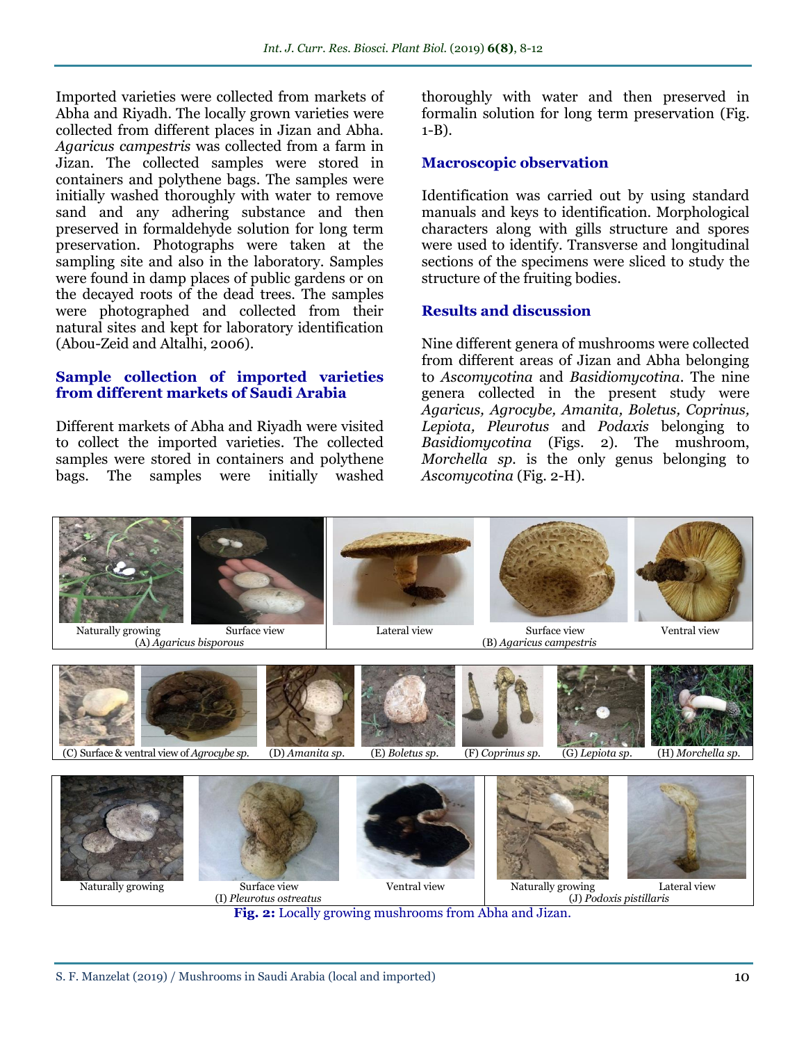Imported varieties were collected from markets of Abha and Riyadh. The locally grown varieties were collected from different places in Jizan and Abha. *Agaricus campestris* was collected from a farm in Jizan. The collected samples were stored in containers and polythene bags. The samples were initially washed thoroughly with water to remove sand and any adhering substance and then preserved in formaldehyde solution for long term preservation. Photographs were taken at the sampling site and also in the laboratory. Samples were found in damp places of public gardens or on the decayed roots of the dead trees. The samples were photographed and collected from their natural sites and kept for laboratory identification (Abou-Zeid and Altalhi, 2006).

### Sample collection of imported varieties from different markets of Saudi Arabia

Different markets of Abha and Riyadh were visited to collect the imported varieties. The collected samples were stored in containers and polythene bags. The samples were initially washed thoroughly with water and then preserved in formalin solution for long term preservation (Fig. 1-B).

### Macroscopic observation

Identification was carried out by using standard manuals and keys to identification. Morphological characters along with gills structure and spores were used to identify. Transverse and longitudinal sections of the specimens were sliced to study the structure of the fruiting bodies.

## Results and discussion

Nine different genera of mushrooms were collected from different areas of Jizan and Abha belonging to *Ascomycotina* and *Basidiomycotina*. The nine genera collected in the present study were *Agaricus, Agrocybe, Amanita, Boletus, Coprinus, Lepiota, Pleurotus* and *Podaxis* belonging to *Basidiomycotina* (Figs. 2). The mushroom, *Morchella sp.* is the only genus belonging to *Ascomycotina* (Fig. 2-H).

Naturally growing; Surface view — (A) *Agaricus bisporous*; Lateral view; Surface view; Ventral view — (B) *Agaricus campestris*

(C) Surface & ventral view of *Agrocybe sp.*; (D) *Amanita sp.*; (E) *Boletus sp.*; (F) *Coprinus sp.*; (G) *Lepiota sp.*; (H) *Morchella sp.*

Naturally growing; Surface view; Ventral view — (I) *Pleurotus ostreatus*; Naturally growing; Lateral view — (J) *Podoxis pistillaris*

**Fig. 2:** Locally growing mushrooms from Abha and Jizan.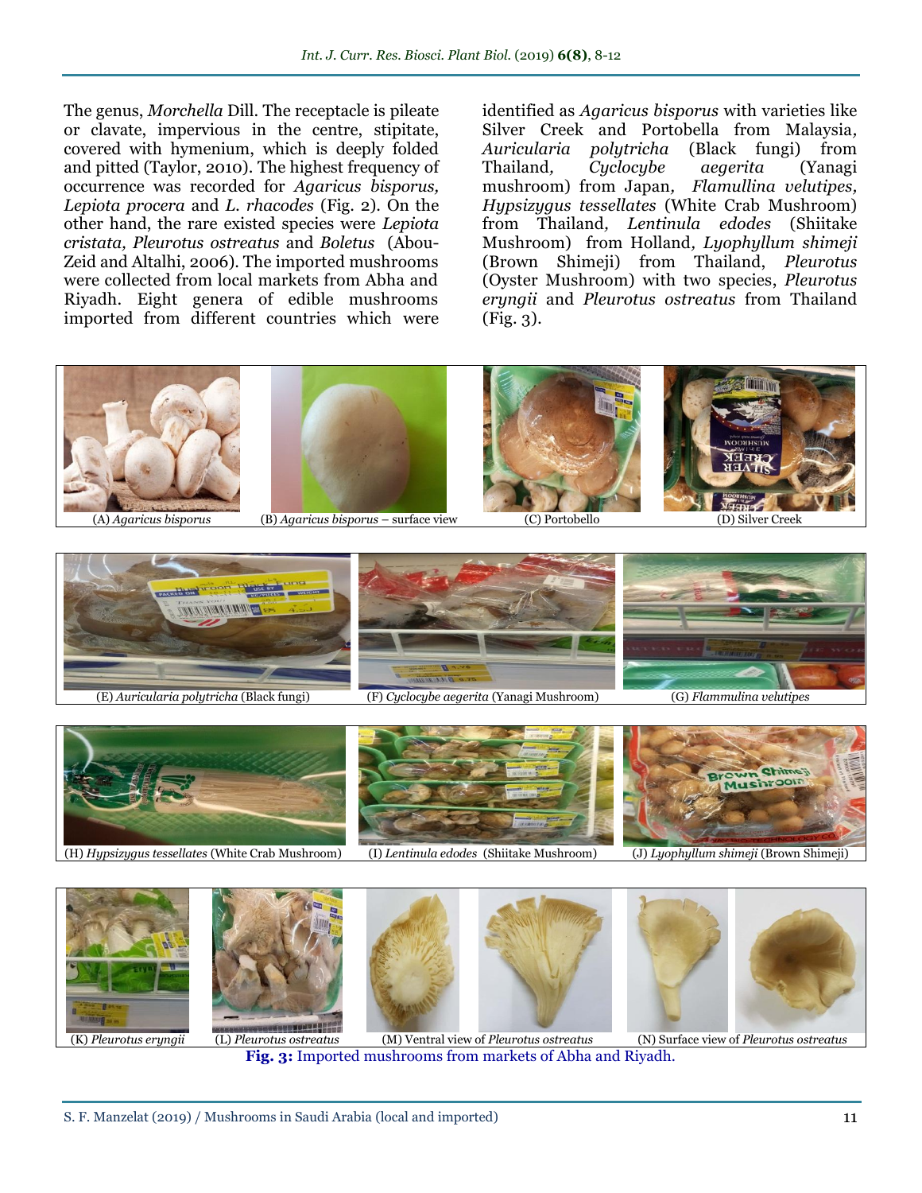The genus, *Morchella* Dill. The receptacle is pileate or clavate, impervious in the centre, stipitate, covered with hymenium, which is deeply folded and pitted (Taylor, 2010). The highest frequency of occurrence was recorded for *Agaricus bisporus, Lepiota procera* and *L. rhacodes* (Fig. 2). On the other hand, the rare existed species were *Lepiota cristata, Pleurotus ostreatus* and *Boletus* (Abou-Zeid and Altalhi, 2006). The imported mushrooms were collected from local markets from Abha and Riyadh. Eight genera of edible mushrooms imported from different countries which were identified as *Agaricus bisporus* with varieties like Silver Creek and Portobella from Malaysia, *Auricularia polytricha* (Black fungi) from Thailand, *Cyclocybe aegerita* (Yanagi mushroom) from Japan, *Flamullina velutipes, Hypsizygus tessellates* (White Crab Mushroom) from Thailand, *Lentinula edodes* (Shiitake Mushroom) from Holland, *Lyophyllum shimeji* (Brown Shimeji) from Thailand, *Pleurotus* (Oyster Mushroom) with two species, *Pleurotus eryngii* and *Pleurotus ostreatus* from Thailand (Fig. 3).

(A) *Agaricus bisporus* (B) *Agaricus bisporus* – surface view (C) Portobello (D) Silver Creek

(E) *Auricularia polytricha* (Black fungi) (F) *Cyclocybe aegerita* (Yanagi Mushroom) (G) *Flammulina velutipes*

(H) *Hypsizygus tessellates* (White Crab Mushroom) (I) *Lentinula edodes* (Shiitake Mushroom) (J) *Lyophyllum shimeji* (Brown Shimeji)

(K) *Pleurotus eryngii* (L) *Pleurotus ostreatus* (M) Ventral view of *Pleurotus ostreatus* (N) Surface view of *Pleurotus ostreatus*

**Fig. 3:** Imported mushrooms from markets of Abha and Riyadh.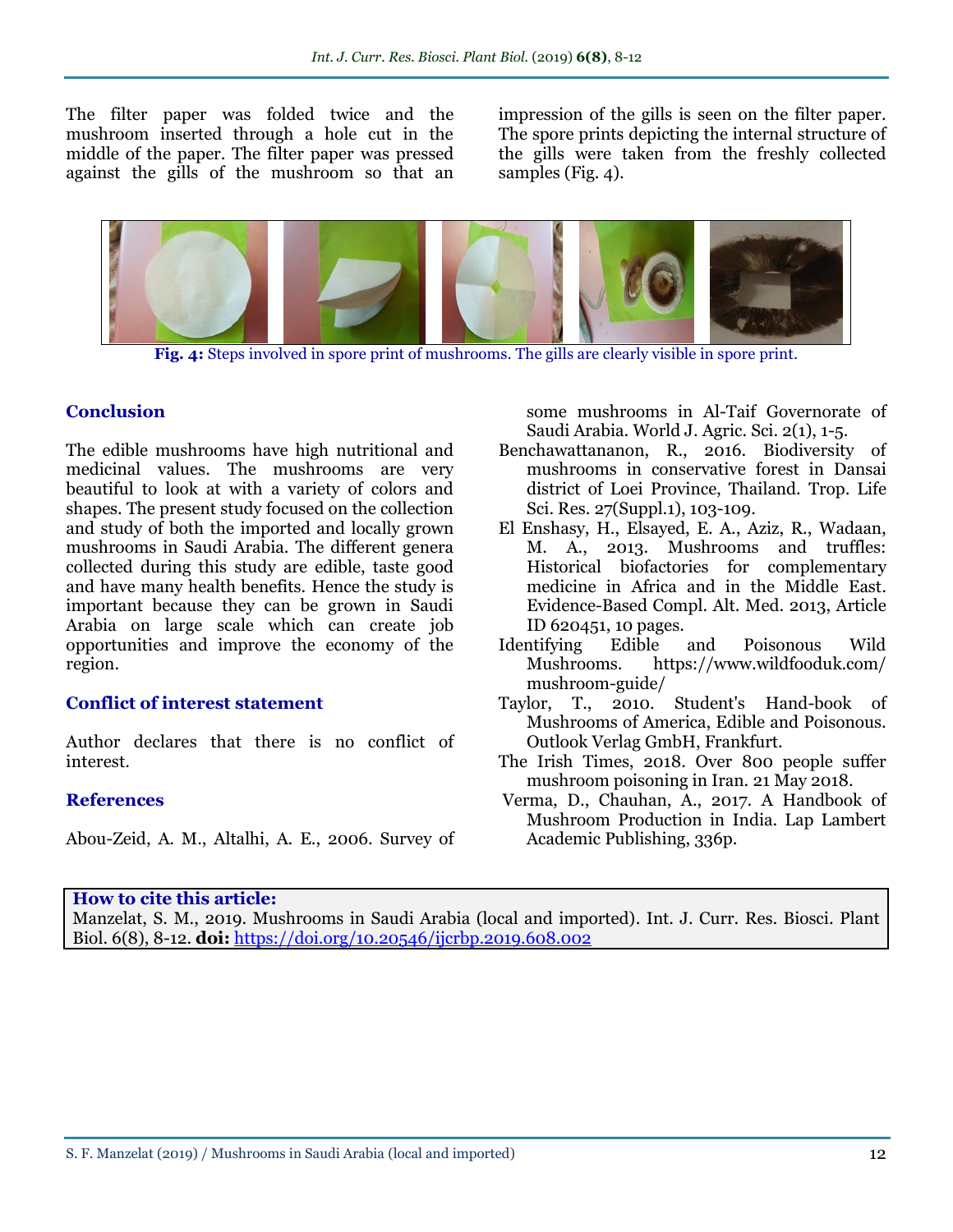The filter paper was folded twice and the mushroom inserted through a hole cut in the middle of the paper. The filter paper was pressed against the gills of the mushroom so that an impression of the gills is seen on the filter paper. The spore prints depicting the internal structure of the gills were taken from the freshly collected samples (Fig. 4).

**Fig. 4:** Steps involved in spore print of mushrooms. The gills are clearly visible in spore print.

## Conclusion

The edible mushrooms have high nutritional and medicinal values. The mushrooms are very beautiful to look at with a variety of colors and shapes. The present study focused on the collection and study of both the imported and locally grown mushrooms in Saudi Arabia. The different genera collected during this study are edible, taste good and have many health benefits. Hence the study is important because they can be grown in Saudi Arabia on large scale which can create job opportunities and improve the economy of the region.

## Conflict of interest statement

Author declares that there is no conflict of interest.

## References

Abou-Zeid, A. M., Altalhi, A. E., 2006. Survey of some mushrooms in Al-Taif Governorate of Saudi Arabia. World J. Agric. Sci. 2(1), 1-5.

Benchawattananon, R., 2016. Biodiversity of mushrooms in conservative forest in Dansai district of Loei Province, Thailand. Trop. Life Sci. Res. 27(Suppl.1), 103-109.

El Enshasy, H., Elsayed, E. A., Aziz, R., Wadaan, M. A., 2013. Mushrooms and truffles: Historical biofactories for complementary medicine in Africa and in the Middle East. Evidence-Based Compl. Alt. Med. 2013, Article ID 620451, 10 pages.

Identifying Edible and Poisonous Wild Mushrooms. https://www.wildfooduk.com/mushroom-guide/

Taylor, T., 2010. Student's Hand-book of Mushrooms of America, Edible and Poisonous. Outlook Verlag GmbH, Frankfurt.

The Irish Times, 2018. Over 800 people suffer mushroom poisoning in Iran. 21 May 2018.

Verma, D., Chauhan, A., 2017. A Handbook of Mushroom Production in India. Lap Lambert Academic Publishing, 336p.

**How to cite this article:**
Manzelat, S. M., 2019. Mushrooms in Saudi Arabia (local and imported). Int. J. Curr. Res. Biosci. Plant Biol. 6(8), 8-12. **doi:** https://doi.org/10.20546/ijcrbp.2019.608.002